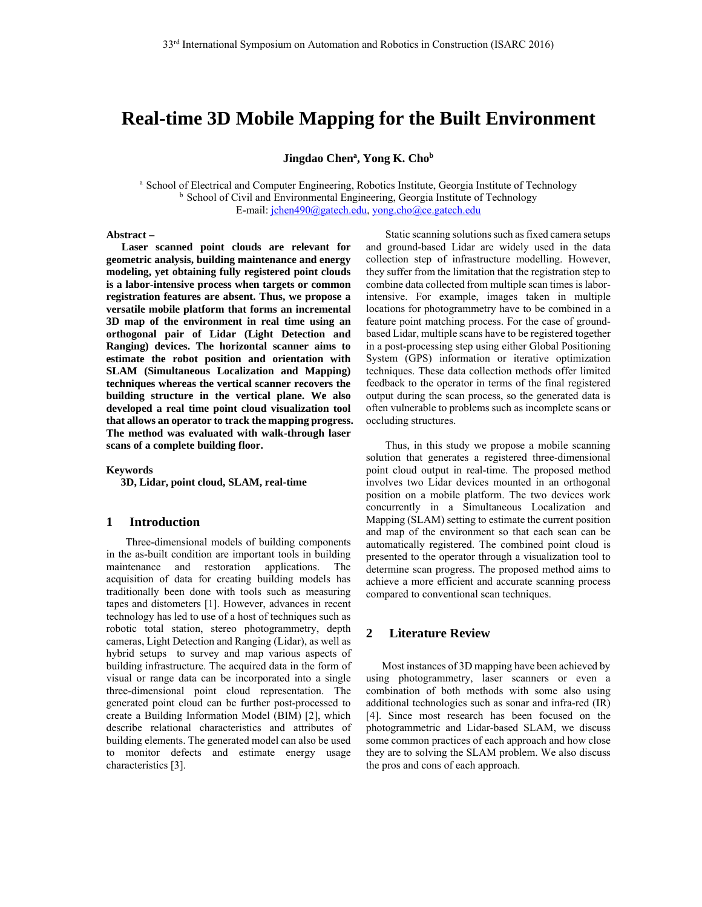# Real-time 3D Mobile Mapping for the Built Environment

**Jingdao Chen[a], Yong K. Cho[b]**

[a] School of Electrical and Computer Engineering, Robotics Institute, Georgia Institute of Technology
[b] School of Civil and Environmental Engineering, Georgia Institute of Technology
E-mail: jchen490@gatech.edu, yong.cho@ce.gatech.edu

**Abstract –**

**Laser scanned point clouds are relevant for geometric analysis, building maintenance and energy modeling, yet obtaining fully registered point clouds is a labor-intensive process when targets or common registration features are absent. Thus, we propose a versatile mobile platform that forms an incremental 3D map of the environment in real time using an orthogonal pair of Lidar (Light Detection and Ranging) devices. The horizontal scanner aims to estimate the robot position and orientation with SLAM (Simultaneous Localization and Mapping) techniques whereas the vertical scanner recovers the building structure in the vertical plane. We also developed a real time point cloud visualization tool that allows an operator to track the mapping progress. The method was evaluated with walk-through laser scans of a complete building floor.**

**Keywords**

**3D, Lidar, point cloud, SLAM, real-time**

## 1 Introduction

Three-dimensional models of building components in the as-built condition are important tools in building maintenance and restoration applications. The acquisition of data for creating building models has traditionally been done with tools such as measuring tapes and distometers [1]. However, advances in recent technology has led to use of a host of techniques such as robotic total station, stereo photogrammetry, depth cameras, Light Detection and Ranging (Lidar), as well as hybrid setups to survey and map various aspects of building infrastructure. The acquired data in the form of visual or range data can be incorporated into a single three-dimensional point cloud representation. The generated point cloud can be further post-processed to create a Building Information Model (BIM) [2], which describe relational characteristics and attributes of building elements. The generated model can also be used to monitor defects and estimate energy usage characteristics [3].

Static scanning solutions such as fixed camera setups and ground-based Lidar are widely used in the data collection step of infrastructure modelling. However, they suffer from the limitation that the registration step to combine data collected from multiple scan times is labor-intensive. For example, images taken in multiple locations for photogrammetry have to be combined in a feature point matching process. For the case of ground-based Lidar, multiple scans have to be registered together in a post-processing step using either Global Positioning System (GPS) information or iterative optimization techniques. These data collection methods offer limited feedback to the operator in terms of the final registered output during the scan process, so the generated data is often vulnerable to problems such as incomplete scans or occluding structures.

Thus, in this study we propose a mobile scanning solution that generates a registered three-dimensional point cloud output in real-time. The proposed method involves two Lidar devices mounted in an orthogonal position on a mobile platform. The two devices work concurrently in a Simultaneous Localization and Mapping (SLAM) setting to estimate the current position and map of the environment so that each scan can be automatically registered. The combined point cloud is presented to the operator through a visualization tool to determine scan progress. The proposed method aims to achieve a more efficient and accurate scanning process compared to conventional scan techniques.

## 2 Literature Review

Most instances of 3D mapping have been achieved by using photogrammetry, laser scanners or even a combination of both methods with some also using additional technologies such as sonar and infra-red (IR) [4]. Since most research has been focused on the photogrammetric and Lidar-based SLAM, we discuss some common practices of each approach and how close they are to solving the SLAM problem. We also discuss the pros and cons of each approach.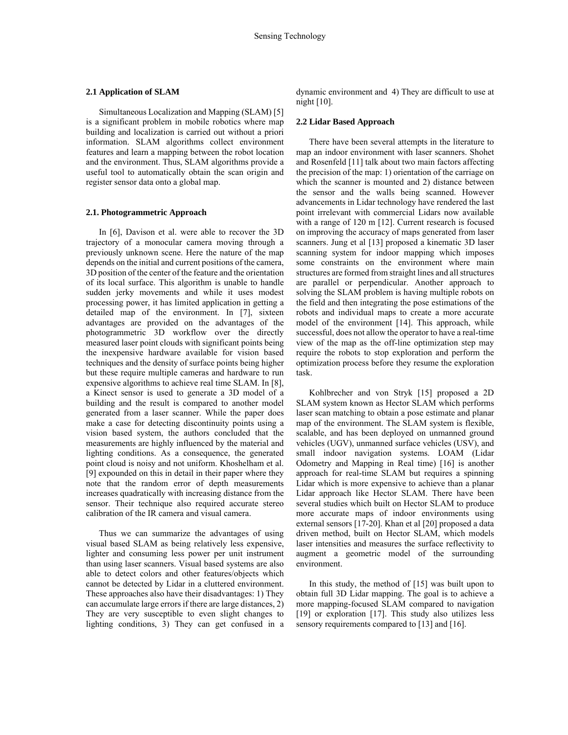### 2.1 Application of SLAM

Simultaneous Localization and Mapping (SLAM) [5] is a significant problem in mobile robotics where map building and localization is carried out without a priori information. SLAM algorithms collect environment features and learn a mapping between the robot location and the environment. Thus, SLAM algorithms provide a useful tool to automatically obtain the scan origin and register sensor data onto a global map.

### 2.1. Photogrammetric Approach

In [6], Davison et al. were able to recover the 3D trajectory of a monocular camera moving through a previously unknown scene. Here the nature of the map depends on the initial and current positions of the camera, 3D position of the center of the feature and the orientation of its local surface. This algorithm is unable to handle sudden jerky movements and while it uses modest processing power, it has limited application in getting a detailed map of the environment. In [7], sixteen advantages are provided on the advantages of the photogrammetric 3D workflow over the directly measured laser point clouds with significant points being the inexpensive hardware available for vision based techniques and the density of surface points being higher but these require multiple cameras and hardware to run expensive algorithms to achieve real time SLAM. In [8], a Kinect sensor is used to generate a 3D model of a building and the result is compared to another model generated from a laser scanner. While the paper does make a case for detecting discontinuity points using a vision based system, the authors concluded that the measurements are highly influenced by the material and lighting conditions. As a consequence, the generated point cloud is noisy and not uniform. Khoshelham et al. [9] expounded on this in detail in their paper where they note that the random error of depth measurements increases quadratically with increasing distance from the sensor. Their technique also required accurate stereo calibration of the IR camera and visual camera.

Thus we can summarize the advantages of using visual based SLAM as being relatively less expensive, lighter and consuming less power per unit instrument than using laser scanners. Visual based systems are also able to detect colors and other features/objects which cannot be detected by Lidar in a cluttered environment. These approaches also have their disadvantages: 1) They can accumulate large errors if there are large distances, 2) They are very susceptible to even slight changes to lighting conditions, 3) They can get confused in a dynamic environment and 4) They are difficult to use at night [10].

### 2.2 Lidar Based Approach

There have been several attempts in the literature to map an indoor environment with laser scanners. Shohet and Rosenfeld [11] talk about two main factors affecting the precision of the map: 1) orientation of the carriage on which the scanner is mounted and 2) distance between the sensor and the walls being scanned. However advancements in Lidar technology have rendered the last point irrelevant with commercial Lidars now available with a range of 120 m [12]. Current research is focused on improving the accuracy of maps generated from laser scanners. Jung et al [13] proposed a kinematic 3D laser scanning system for indoor mapping which imposes some constraints on the environment where main structures are formed from straight lines and all structures are parallel or perpendicular. Another approach to solving the SLAM problem is having multiple robots on the field and then integrating the pose estimations of the robots and individual maps to create a more accurate model of the environment [14]. This approach, while successful, does not allow the operator to have a real-time view of the map as the off-line optimization step may require the robots to stop exploration and perform the optimization process before they resume the exploration task.

Kohlbrecher and von Stryk [15] proposed a 2D SLAM system known as Hector SLAM which performs laser scan matching to obtain a pose estimate and planar map of the environment. The SLAM system is flexible, scalable, and has been deployed on unmanned ground vehicles (UGV), unmanned surface vehicles (USV), and small indoor navigation systems. LOAM (Lidar Odometry and Mapping in Real time) [16] is another approach for real-time SLAM but requires a spinning Lidar which is more expensive to achieve than a planar Lidar approach like Hector SLAM. There have been several studies which built on Hector SLAM to produce more accurate maps of indoor environments using external sensors [17-20]. Khan et al [20] proposed a data driven method, built on Hector SLAM, which models laser intensities and measures the surface reflectivity to augment a geometric model of the surrounding environment.

In this study, the method of [15] was built upon to obtain full 3D Lidar mapping. The goal is to achieve a more mapping-focused SLAM compared to navigation [19] or exploration [17]. This study also utilizes less sensory requirements compared to [13] and [16].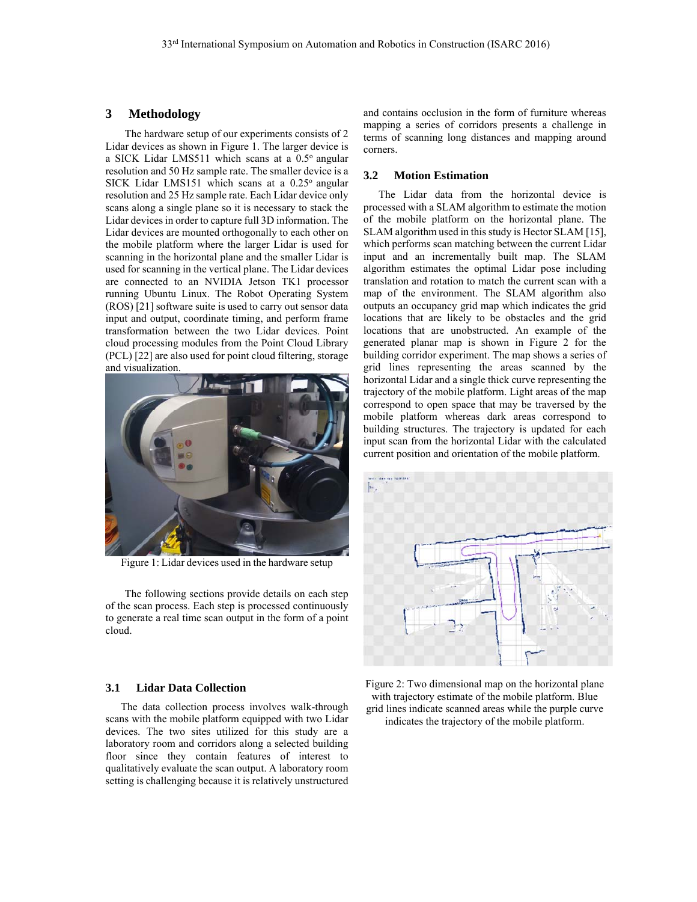## 3 Methodology

The hardware setup of our experiments consists of 2 Lidar devices as shown in Figure 1. The larger device is a SICK Lidar LMS511 which scans at a 0.5° angular resolution and 50 Hz sample rate. The smaller device is a SICK Lidar LMS151 which scans at a 0.25° angular resolution and 25 Hz sample rate. Each Lidar device only scans along a single plane so it is necessary to stack the Lidar devices in order to capture full 3D information. The Lidar devices are mounted orthogonally to each other on the mobile platform where the larger Lidar is used for scanning in the horizontal plane and the smaller Lidar is used for scanning in the vertical plane. The Lidar devices are connected to an NVIDIA Jetson TK1 processor running Ubuntu Linux. The Robot Operating System (ROS) [21] software suite is used to carry out sensor data input and output, coordinate timing, and perform frame transformation between the two Lidar devices. Point cloud processing modules from the Point Cloud Library (PCL) [22] are also used for point cloud filtering, storage and visualization.

Figure 1: Lidar devices used in the hardware setup

The following sections provide details on each step of the scan process. Each step is processed continuously to generate a real time scan output in the form of a point cloud.

### 3.1 Lidar Data Collection

The data collection process involves walk-through scans with the mobile platform equipped with two Lidar devices. The two sites utilized for this study are a laboratory room and corridors along a selected building floor since they contain features of interest to qualitatively evaluate the scan output. A laboratory room setting is challenging because it is relatively unstructured and contains occlusion in the form of furniture whereas mapping a series of corridors presents a challenge in terms of scanning long distances and mapping around corners.

### 3.2 Motion Estimation

The Lidar data from the horizontal device is processed with a SLAM algorithm to estimate the motion of the mobile platform on the horizontal plane. The SLAM algorithm used in this study is Hector SLAM [15], which performs scan matching between the current Lidar input and an incrementally built map. The SLAM algorithm estimates the optimal Lidar pose including translation and rotation to match the current scan with a map of the environment. The SLAM algorithm also outputs an occupancy grid map which indicates the grid locations that are likely to be obstacles and the grid locations that are unobstructed. An example of the generated planar map is shown in Figure 2 for the building corridor experiment. The map shows a series of grid lines representing the areas scanned by the horizontal Lidar and a single thick curve representing the trajectory of the mobile platform. Light areas of the map correspond to open space that may be traversed by the mobile platform whereas dark areas correspond to building structures. The trajectory is updated for each input scan from the horizontal Lidar with the calculated current position and orientation of the mobile platform.

Figure 2: Two dimensional map on the horizontal plane with trajectory estimate of the mobile platform. Blue grid lines indicate scanned areas while the purple curve indicates the trajectory of the mobile platform.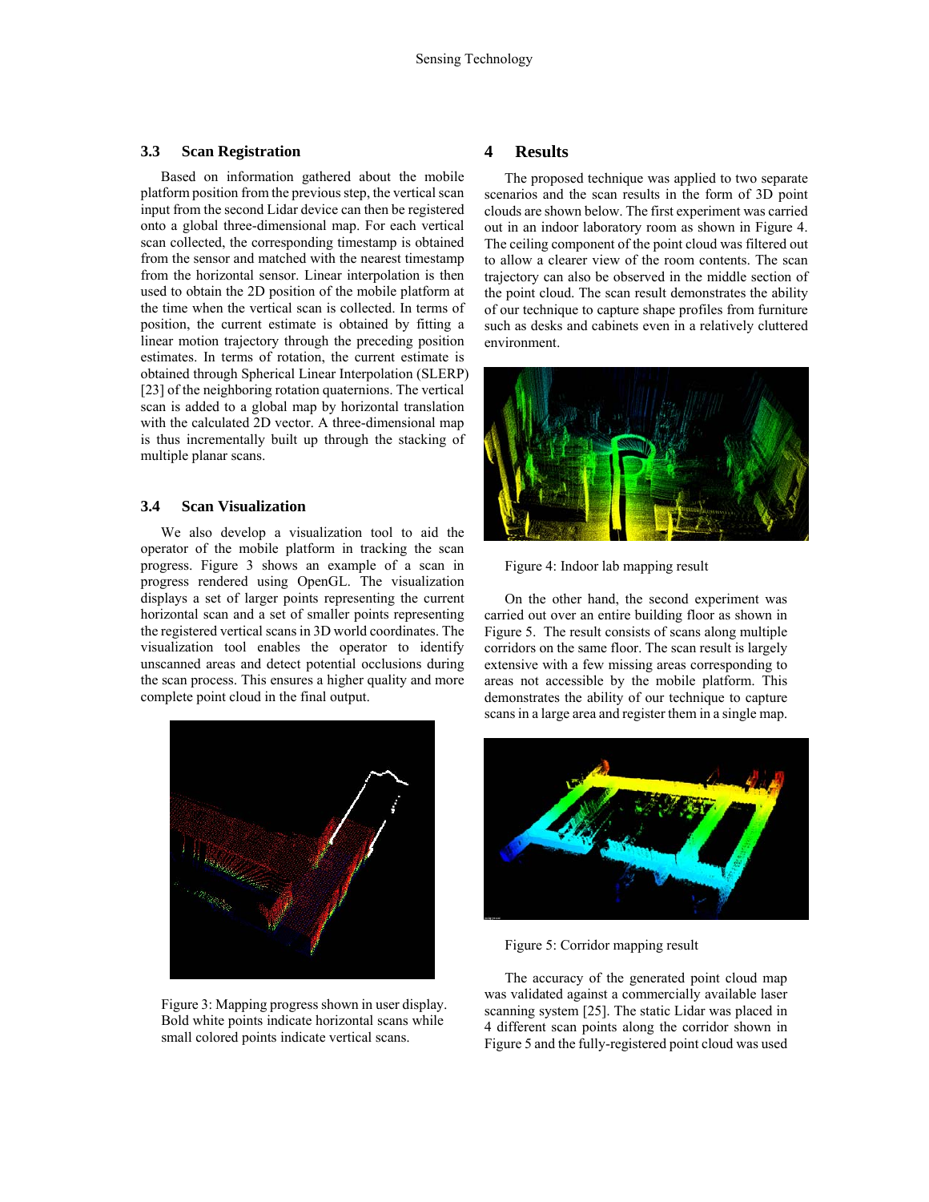### 3.3 Scan Registration

Based on information gathered about the mobile platform position from the previous step, the vertical scan input from the second Lidar device can then be registered onto a global three-dimensional map. For each vertical scan collected, the corresponding timestamp is obtained from the sensor and matched with the nearest timestamp from the horizontal sensor. Linear interpolation is then used to obtain the 2D position of the mobile platform at the time when the vertical scan is collected. In terms of position, the current estimate is obtained by fitting a linear motion trajectory through the preceding position estimates. In terms of rotation, the current estimate is obtained through Spherical Linear Interpolation (SLERP) [23] of the neighboring rotation quaternions. The vertical scan is added to a global map by horizontal translation with the calculated 2D vector. A three-dimensional map is thus incrementally built up through the stacking of multiple planar scans.

### 3.4 Scan Visualization

We also develop a visualization tool to aid the operator of the mobile platform in tracking the scan progress. Figure 3 shows an example of a scan in progress rendered using OpenGL. The visualization displays a set of larger points representing the current horizontal scan and a set of smaller points representing the registered vertical scans in 3D world coordinates. The visualization tool enables the operator to identify unscanned areas and detect potential occlusions during the scan process. This ensures a higher quality and more complete point cloud in the final output.

Figure 3: Mapping progress shown in user display. Bold white points indicate horizontal scans while small colored points indicate vertical scans.

## 4 Results

The proposed technique was applied to two separate scenarios and the scan results in the form of 3D point clouds are shown below. The first experiment was carried out in an indoor laboratory room as shown in Figure 4. The ceiling component of the point cloud was filtered out to allow a clearer view of the room contents. The scan trajectory can also be observed in the middle section of the point cloud. The scan result demonstrates the ability of our technique to capture shape profiles from furniture such as desks and cabinets even in a relatively cluttered environment.

Figure 4: Indoor lab mapping result

On the other hand, the second experiment was carried out over an entire building floor as shown in Figure 5. The result consists of scans along multiple corridors on the same floor. The scan result is largely extensive with a few missing areas corresponding to areas not accessible by the mobile platform. This demonstrates the ability of our technique to capture scans in a large area and register them in a single map.

Figure 5: Corridor mapping result

The accuracy of the generated point cloud map was validated against a commercially available laser scanning system [25]. The static Lidar was placed in 4 different scan points along the corridor shown in Figure 5 and the fully-registered point cloud was used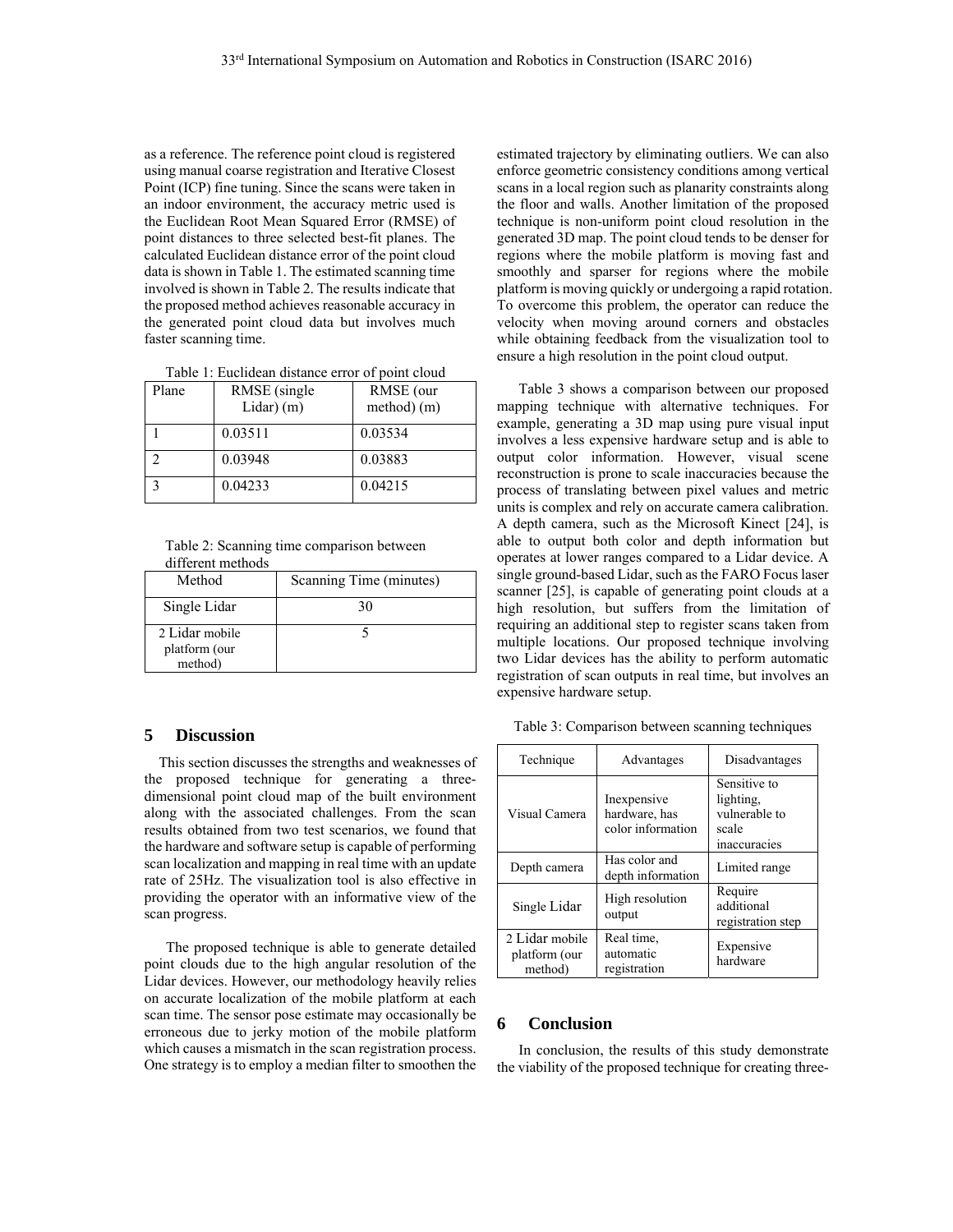as a reference. The reference point cloud is registered using manual coarse registration and Iterative Closest Point (ICP) fine tuning. Since the scans were taken in an indoor environment, the accuracy metric used is the Euclidean Root Mean Squared Error (RMSE) of point distances to three selected best-fit planes. The calculated Euclidean distance error of the point cloud data is shown in Table 1. The estimated scanning time involved is shown in Table 2. The results indicate that the proposed method achieves reasonable accuracy in the generated point cloud data but involves much faster scanning time.

Table 1: Euclidean distance error of point cloud

| Plane | RMSE (single Lidar) (m) | RMSE (our method) (m) |
| --- | --- | --- |
| 1 | 0.03511 | 0.03534 |
| 2 | 0.03948 | 0.03883 |
| 3 | 0.04233 | 0.04215 |

Table 2: Scanning time comparison between different methods

| Method | Scanning Time (minutes) |
| --- | --- |
| Single Lidar | 30 |
| 2 Lidar mobile platform (our method) | 5 |

## 5 Discussion

This section discusses the strengths and weaknesses of the proposed technique for generating a three-dimensional point cloud map of the built environment along with the associated challenges. From the scan results obtained from two test scenarios, we found that the hardware and software setup is capable of performing scan localization and mapping in real time with an update rate of 25Hz. The visualization tool is also effective in providing the operator with an informative view of the scan progress.

The proposed technique is able to generate detailed point clouds due to the high angular resolution of the Lidar devices. However, our methodology heavily relies on accurate localization of the mobile platform at each scan time. The sensor pose estimate may occasionally be erroneous due to jerky motion of the mobile platform which causes a mismatch in the scan registration process. One strategy is to employ a median filter to smoothen the estimated trajectory by eliminating outliers. We can also enforce geometric consistency conditions among vertical scans in a local region such as planarity constraints along the floor and walls. Another limitation of the proposed technique is non-uniform point cloud resolution in the generated 3D map. The point cloud tends to be denser for regions where the mobile platform is moving fast and smoothly and sparser for regions where the mobile platform is moving quickly or undergoing a rapid rotation. To overcome this problem, the operator can reduce the velocity when moving around corners and obstacles while obtaining feedback from the visualization tool to ensure a high resolution in the point cloud output.

Table 3 shows a comparison between our proposed mapping technique with alternative techniques. For example, generating a 3D map using pure visual input involves a less expensive hardware setup and is able to output color information. However, visual scene reconstruction is prone to scale inaccuracies because the process of translating between pixel values and metric units is complex and rely on accurate camera calibration. A depth camera, such as the Microsoft Kinect [24], is able to output both color and depth information but operates at lower ranges compared to a Lidar device. A single ground-based Lidar, such as the FARO Focus laser scanner [25], is capable of generating point clouds at a high resolution, but suffers from the limitation of requiring an additional step to register scans taken from multiple locations. Our proposed technique involving two Lidar devices has the ability to perform automatic registration of scan outputs in real time, but involves an expensive hardware setup.

Table 3: Comparison between scanning techniques

| Technique | Advantages | Disadvantages |
| --- | --- | --- |
| Visual Camera | Inexpensive hardware, has color information | Sensitive to lighting, vulnerable to scale inaccuracies |
| Depth camera | Has color and depth information | Limited range |
| Single Lidar | High resolution output | Require additional registration step |
| 2 Lidar mobile platform (our method) | Real time, automatic registration | Expensive hardware |

## 6 Conclusion

In conclusion, the results of this study demonstrate the viability of the proposed technique for creating three-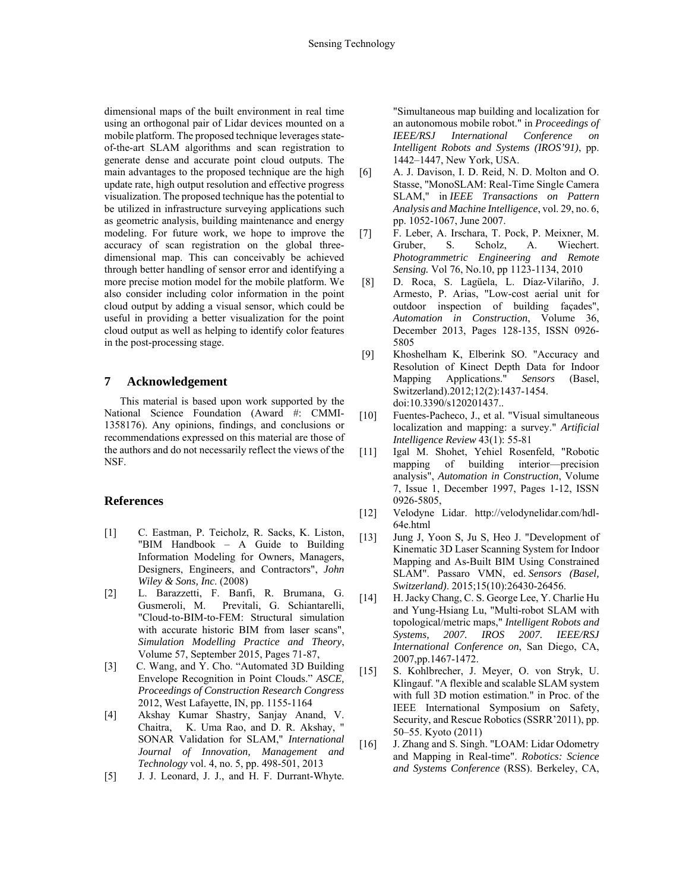dimensional maps of the built environment in real time using an orthogonal pair of Lidar devices mounted on a mobile platform. The proposed technique leverages state-of-the-art SLAM algorithms and scan registration to generate dense and accurate point cloud outputs. The main advantages to the proposed technique are the high update rate, high output resolution and effective progress visualization. The proposed technique has the potential to be utilized in infrastructure surveying applications such as geometric analysis, building maintenance and energy modeling. For future work, we hope to improve the accuracy of scan registration on the global three-dimensional map. This can conceivably be achieved through better handling of sensor error and identifying a more precise motion model for the mobile platform. We also consider including color information in the point cloud output by adding a visual sensor, which could be useful in providing a better visualization for the point cloud output as well as helping to identify color features in the post-processing stage.

## 7 Acknowledgement

This material is based upon work supported by the National Science Foundation (Award #: CMMI-1358176). Any opinions, findings, and conclusions or recommendations expressed on this material are those of the authors and do not necessarily reflect the views of the NSF.

## References

[1] C. Eastman, P. Teicholz, R. Sacks, K. Liston, "BIM Handbook – A Guide to Building Information Modeling for Owners, Managers, Designers, Engineers, and Contractors", *John Wiley & Sons, Inc.* (2008)

[2] L. Barazzetti, F. Banfi, R. Brumana, G. Gusmeroli, M. Previtali, G. Schiantarelli, "Cloud-to-BIM-to-FEM: Structural simulation with accurate historic BIM from laser scans", *Simulation Modelling Practice and Theory*, Volume 57, September 2015, Pages 71-87,

[3] C. Wang, and Y. Cho. "Automated 3D Building Envelope Recognition in Point Clouds." *ASCE, Proceedings of Construction Research Congress* 2012, West Lafayette, IN, pp. 1155-1164

[4] Akshay Kumar Shastry, Sanjay Anand, V. Chaitra, K. Uma Rao, and D. R. Akshay, " SONAR Validation for SLAM," *International Journal of Innovation, Management and Technology* vol. 4, no. 5, pp. 498-501, 2013

[5] J. J. Leonard, J. J., and H. F. Durrant-Whyte. "Simultaneous map building and localization for an autonomous mobile robot." in *Proceedings of IEEE/RSJ International Conference on Intelligent Robots and Systems (IROS'91)*, pp. 1442–1447, New York, USA.

[6] A. J. Davison, I. D. Reid, N. D. Molton and O. Stasse, "MonoSLAM: Real-Time Single Camera SLAM," in *IEEE Transactions on Pattern Analysis and Machine Intelligence*, vol. 29, no. 6, pp. 1052-1067, June 2007.

[7] F. Leber, A. Irschara, T. Pock, P. Meixner, M. Gruber, S. Scholz, A. Wiechert. *Photogrammetric Engineering and Remote Sensing.* Vol 76, No.10, pp 1123-1134, 2010

[8] D. Roca, S. Lagüela, L. Díaz-Vilariño, J. Armesto, P. Arias, "Low-cost aerial unit for outdoor inspection of building façades", *Automation in Construction*, Volume 36, December 2013, Pages 128-135, ISSN 0926-5805

[9] Khoshelham K, Elberink SO. "Accuracy and Resolution of Kinect Depth Data for Indoor Mapping Applications." *Sensors* (Basel, Switzerland).2012;12(2):1437-1454. doi:10.3390/s120201437..

[10] Fuentes-Pacheco, J., et al. "Visual simultaneous localization and mapping: a survey." *Artificial Intelligence Review* 43(1): 55-81

[11] Igal M. Shohet, Yehiel Rosenfeld, "Robotic mapping of building interior—precision analysis", *Automation in Construction*, Volume 7, Issue 1, December 1997, Pages 1-12, ISSN 0926-5805,

[12] Velodyne Lidar. http://velodynelidar.com/hdl-64e.html

[13] Jung J, Yoon S, Ju S, Heo J. "Development of Kinematic 3D Laser Scanning System for Indoor Mapping and As-Built BIM Using Constrained SLAM". Passaro VMN, ed. *Sensors (Basel, Switzerland)*. 2015;15(10):26430-26456.

[14] H. Jacky Chang, C. S. George Lee, Y. Charlie Hu and Yung-Hsiang Lu, "Multi-robot SLAM with topological/metric maps," *Intelligent Robots and Systems, 2007. IROS 2007. IEEE/RSJ International Conference on*, San Diego, CA, 2007,pp.1467-1472.

[15] S. Kohlbrecher, J. Meyer, O. von Stryk, U. Klingauf. "A flexible and scalable SLAM system with full 3D motion estimation." in Proc. of the IEEE International Symposium on Safety, Security, and Rescue Robotics (SSRR'2011), pp. 50–55. Kyoto (2011)

[16] J. Zhang and S. Singh. "LOAM: Lidar Odometry and Mapping in Real-time". *Robotics: Science and Systems Conference* (RSS). Berkeley, CA,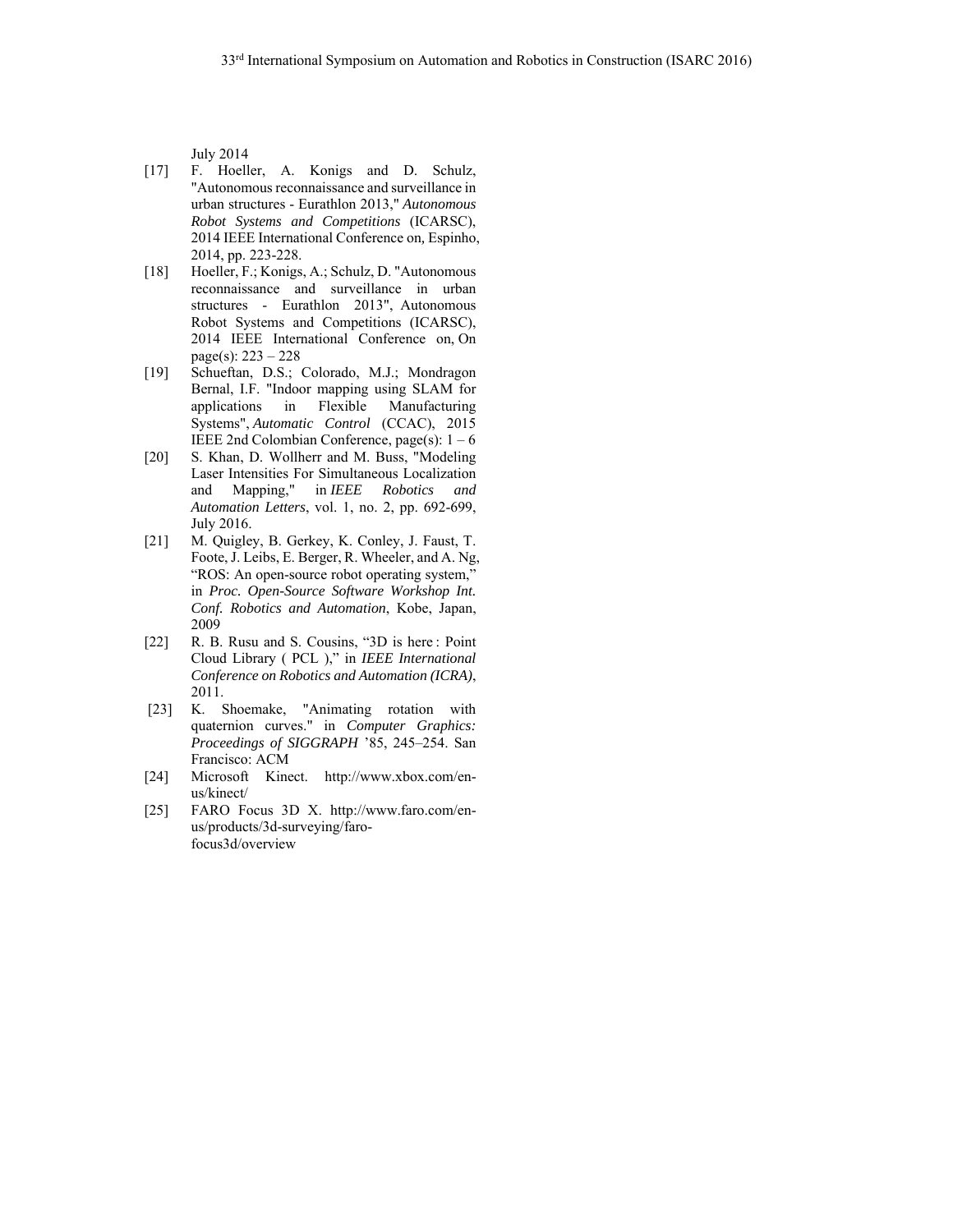July 2014

[17] F. Hoeller, A. Konigs and D. Schulz, "Autonomous reconnaissance and surveillance in urban structures - Eurathlon 2013," *Autonomous Robot Systems and Competitions* (ICARSC), 2014 IEEE International Conference on, Espinho, 2014, pp. 223-228.

[18] Hoeller, F.; Konigs, A.; Schulz, D. "Autonomous reconnaissance and surveillance in urban structures - Eurathlon 2013", Autonomous Robot Systems and Competitions (ICARSC), 2014 IEEE International Conference on, On page(s): 223 – 228

[19] Schueftan, D.S.; Colorado, M.J.; Mondragon Bernal, I.F. "Indoor mapping using SLAM for applications in Flexible Manufacturing Systems", *Automatic Control* (CCAC), 2015 IEEE 2nd Colombian Conference, page(s): 1 – 6

[20] S. Khan, D. Wollherr and M. Buss, "Modeling Laser Intensities For Simultaneous Localization and Mapping," in *IEEE Robotics and Automation Letters*, vol. 1, no. 2, pp. 692-699, July 2016.

[21] M. Quigley, B. Gerkey, K. Conley, J. Faust, T. Foote, J. Leibs, E. Berger, R. Wheeler, and A. Ng, "ROS: An open-source robot operating system," in *Proc. Open-Source Software Workshop Int. Conf. Robotics and Automation*, Kobe, Japan, 2009

[22] R. B. Rusu and S. Cousins, "3D is here : Point Cloud Library ( PCL )," in *IEEE International Conference on Robotics and Automation (ICRA)*, 2011.

[23] K. Shoemake, "Animating rotation with quaternion curves." in *Computer Graphics: Proceedings of SIGGRAPH* '85, 245–254. San Francisco: ACM

[24] Microsoft Kinect. http://www.xbox.com/en-us/kinect/

[25] FARO Focus 3D X. http://www.faro.com/en-us/products/3d-surveying/faro-focus3d/overview